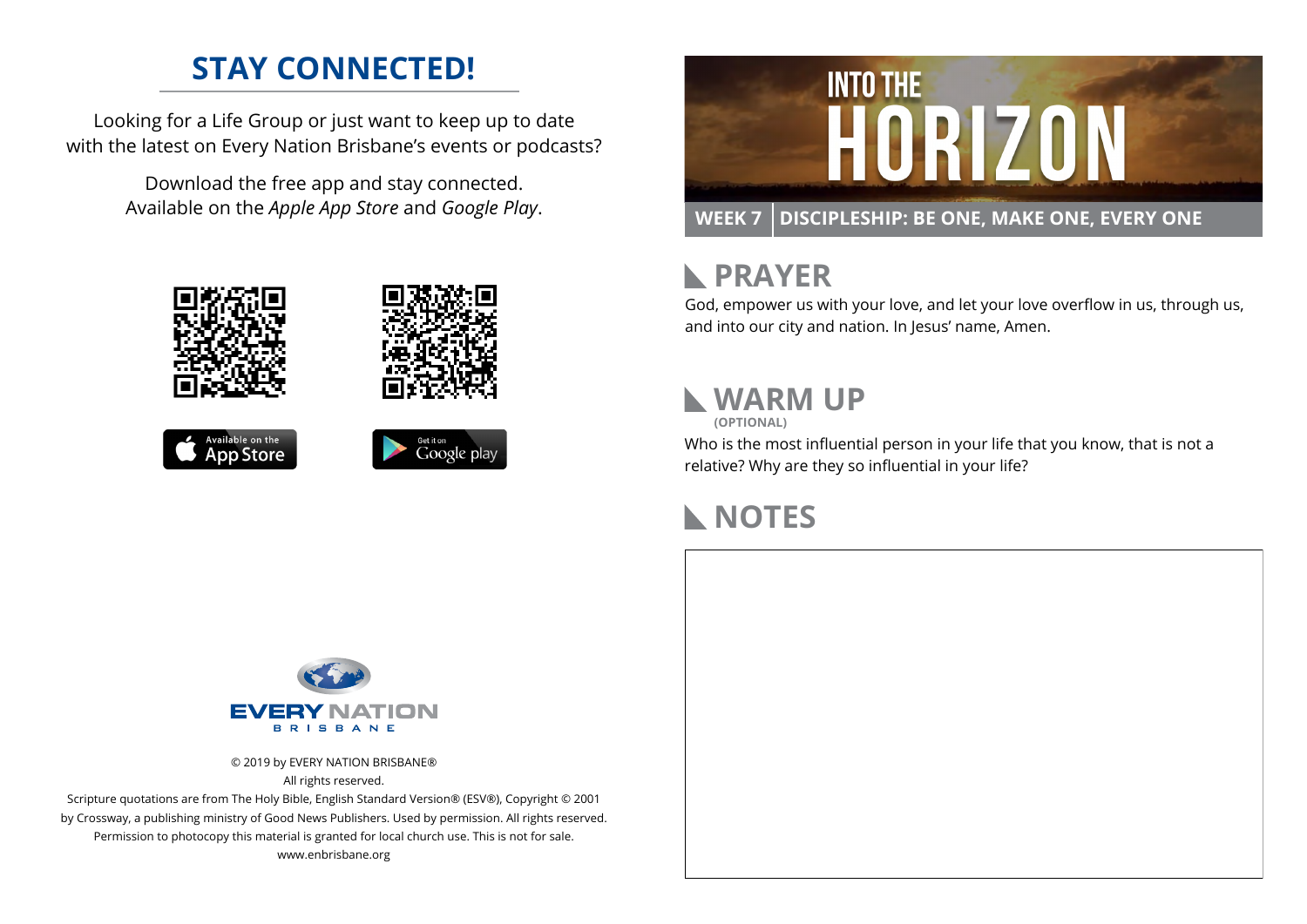## STAY CONNECTED!

Looking for a Life Group or just want to keep up to date with the latest on Every Nation Brisbane's events or podcasts?

Download the free app and stay connected. Available on the *Apple App Store* and *Google Play*.

Available on the App Store

Get it on Google play

EVERY NATION BRISBANE

© 2019 by EVERY NATION BRISBANE®
All rights reserved.
Scripture quotations are from The Holy Bible, English Standard Version® (ESV®), Copyright © 2001 by Crossway, a publishing ministry of Good News Publishers. Used by permission. All rights reserved.
Permission to photocopy this material is granted for local church use. This is not for sale.
www.enbrisbane.org

# INTO THE HORIZON

**WEEK 7 | DISCIPLESHIP: BE ONE, MAKE ONE, EVERY ONE**

## PRAYER

God, empower us with your love, and let your love overflow in us, through us, and into our city and nation. In Jesus' name, Amen.

## WARM UP

**(OPTIONAL)**

Who is the most influential person in your life that you know, that is not a relative? Why are they so influential in your life?

## NOTES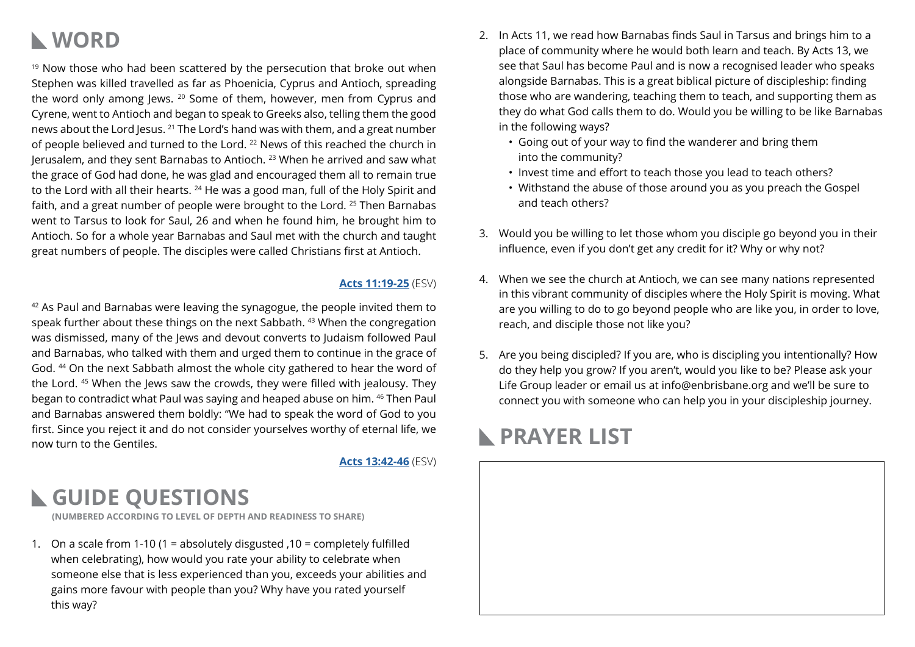## WORD

[19] Now those who had been scattered by the persecution that broke out when Stephen was killed travelled as far as Phoenicia, Cyprus and Antioch, spreading the word only among Jews. [20] Some of them, however, men from Cyprus and Cyrene, went to Antioch and began to speak to Greeks also, telling them the good news about the Lord Jesus. [21] The Lord's hand was with them, and a great number of people believed and turned to the Lord. [22] News of this reached the church in Jerusalem, and they sent Barnabas to Antioch. [23] When he arrived and saw what the grace of God had done, he was glad and encouraged them all to remain true to the Lord with all their hearts. [24] He was a good man, full of the Holy Spirit and faith, and a great number of people were brought to the Lord. [25] Then Barnabas went to Tarsus to look for Saul, 26 and when he found him, he brought him to Antioch. So for a whole year Barnabas and Saul met with the church and taught great numbers of people. The disciples were called Christians first at Antioch.

**Acts 11:19-25** (ESV)

[42] As Paul and Barnabas were leaving the synagogue, the people invited them to speak further about these things on the next Sabbath. [43] When the congregation was dismissed, many of the Jews and devout converts to Judaism followed Paul and Barnabas, who talked with them and urged them to continue in the grace of God. [44] On the next Sabbath almost the whole city gathered to hear the word of the Lord. [45] When the Jews saw the crowds, they were filled with jealousy. They began to contradict what Paul was saying and heaped abuse on him. [46] Then Paul and Barnabas answered them boldly: "We had to speak the word of God to you first. Since you reject it and do not consider yourselves worthy of eternal life, we now turn to the Gentiles.

**Acts 13:42-46** (ESV)

## GUIDE QUESTIONS

**(NUMBERED ACCORDING TO LEVEL OF DEPTH AND READINESS TO SHARE)**

1. On a scale from 1-10 (1 = absolutely disgusted ,10 = completely fulfilled when celebrating), how would you rate your ability to celebrate when someone else that is less experienced than you, exceeds your abilities and gains more favour with people than you? Why have you rated yourself this way?
2. In Acts 11, we read how Barnabas finds Saul in Tarsus and brings him to a place of community where he would both learn and teach. By Acts 13, we see that Saul has become Paul and is now a recognised leader who speaks alongside Barnabas. This is a great biblical picture of discipleship: finding those who are wandering, teaching them to teach, and supporting them as they do what God calls them to do. Would you be willing to be like Barnabas in the following ways?
   - Going out of your way to find the wanderer and bring them into the community?
   - Invest time and effort to teach those you lead to teach others?
   - Withstand the abuse of those around you as you preach the Gospel and teach others?
3. Would you be willing to let those whom you disciple go beyond you in their influence, even if you don't get any credit for it? Why or why not?
4. When we see the church at Antioch, we can see many nations represented in this vibrant community of disciples where the Holy Spirit is moving. What are you willing to do to go beyond people who are like you, in order to love, reach, and disciple those not like you?
5. Are you being discipled? If you are, who is discipling you intentionally? How do they help you grow? If you aren't, would you like to be? Please ask your Life Group leader or email us at info@enbrisbane.org and we'll be sure to connect you with someone who can help you in your discipleship journey.

## PRAYER LIST